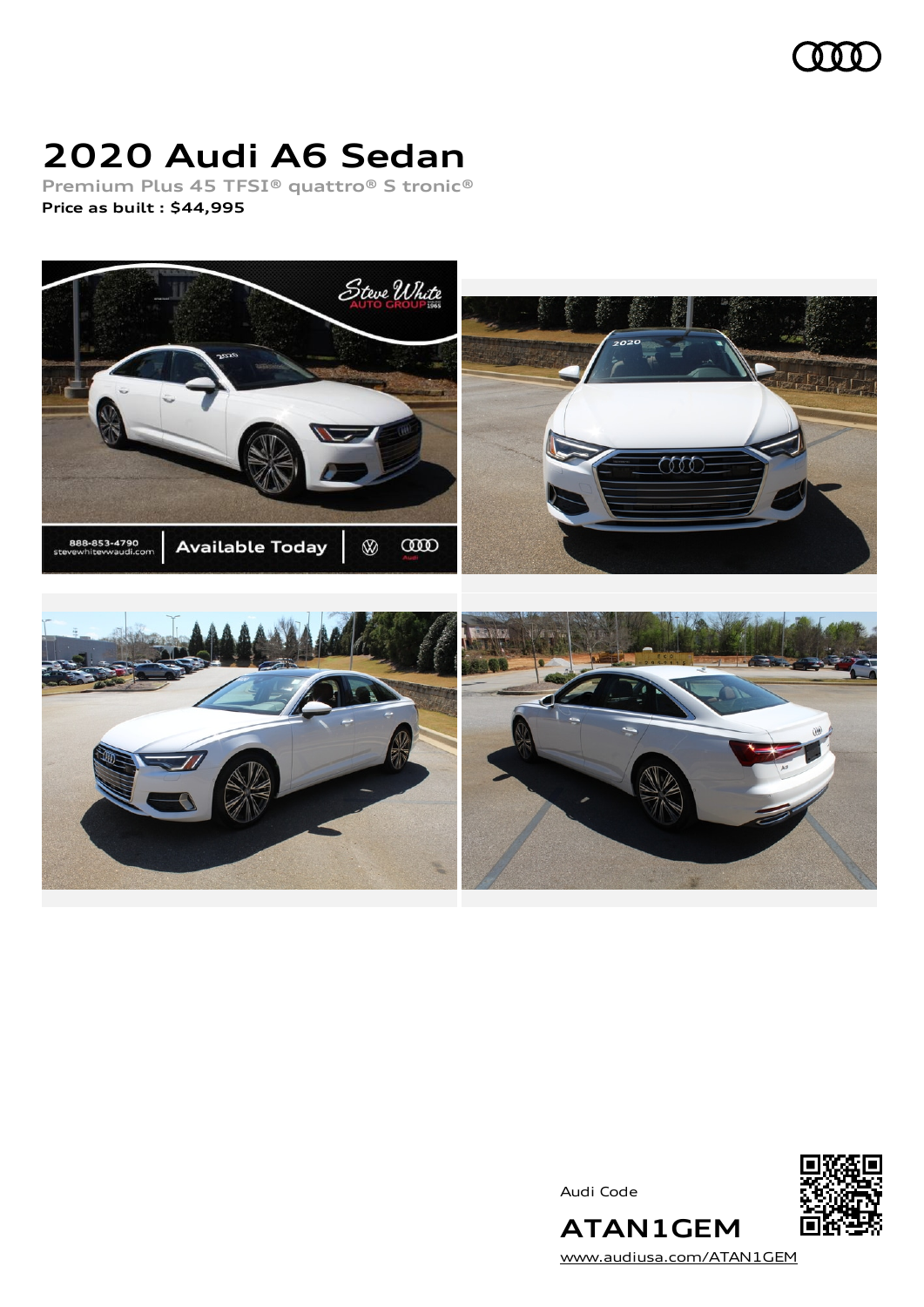# 2020 Audi A6 Sedan

Premium Plus 45 TFSI® quattro® S tronic®

**Price as built : $44,995**

Audi Code

**ATAN1GEM**

www.audiusa.com/ATAN1GEM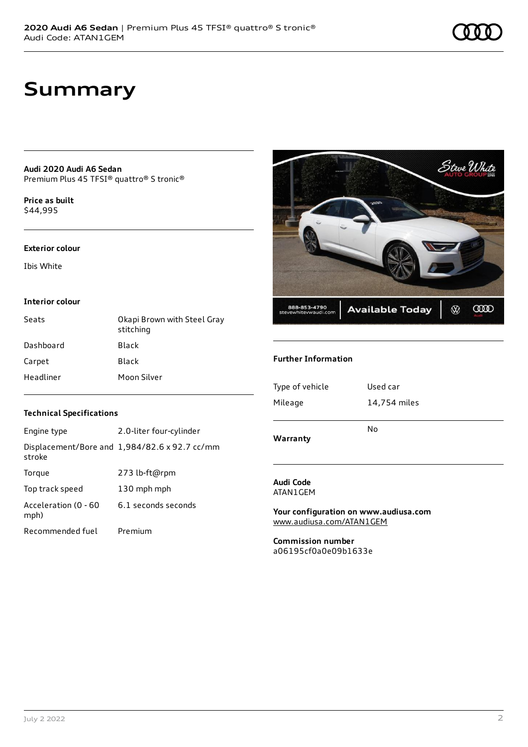# Summary

**Audi 2020 Audi A6 Sedan**
Premium Plus 45 TFSI® quattro® S tronic®

**Price as built**
$44,995

**Exterior colour**

Ibis White

**Interior colour**

| | |
|---|---|
| Seats | Okapi Brown with Steel Gray stitching |
| Dashboard | Black |
| Carpet | Black |
| Headliner | Moon Silver |

**Technical Specifications**

| | |
|---|---|
| Engine type | 2.0-liter four-cylinder |
| Displacement/Bore and stroke | 1,984/82.6 x 92.7 cc/mm |
| Torque | 273 lb-ft@rpm |
| Top track speed | 130 mph mph |
| Acceleration (0 - 60 mph) | 6.1 seconds seconds |
| Recommended fuel | Premium |

**Further Information**

| | |
|---|---|
| Type of vehicle | Used car |
| Mileage | 14,754 miles |
| **Warranty** | No |

**Audi Code**
ATAN1GEM

**Your configuration on www.audiusa.com**
www.audiusa.com/ATAN1GEM

**Commission number**
a06195cf0a0e09b1633e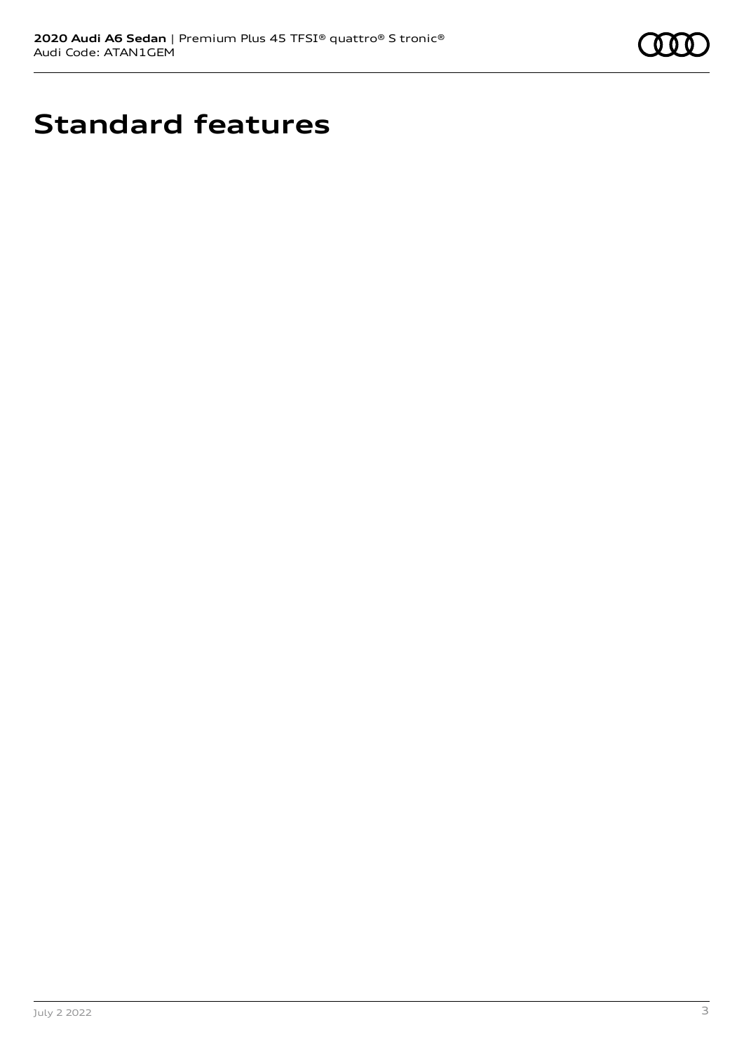# Standard features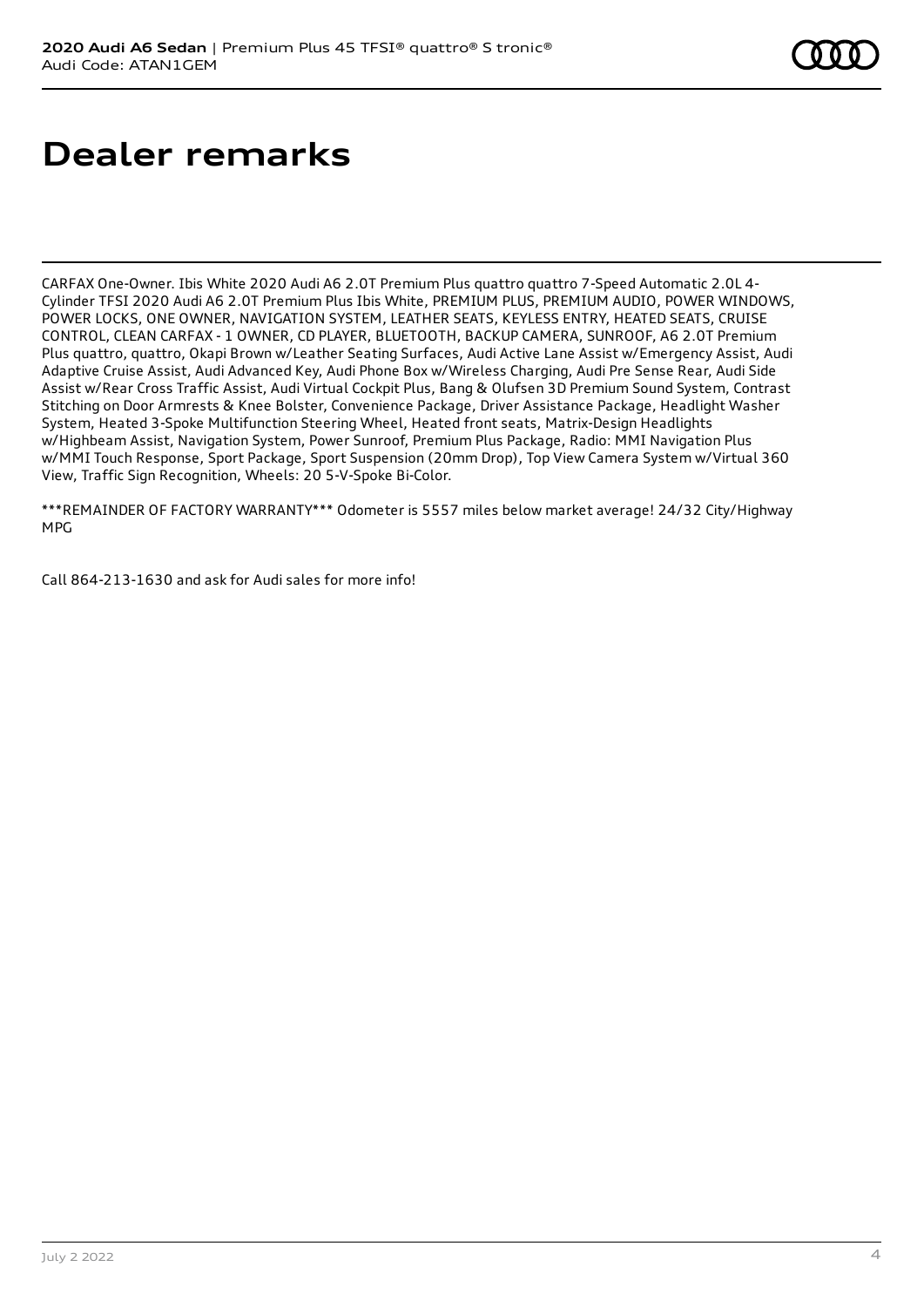# Dealer remarks

CARFAX One-Owner. Ibis White 2020 Audi A6 2.0T Premium Plus quattro quattro 7-Speed Automatic 2.0L 4-Cylinder TFSI 2020 Audi A6 2.0T Premium Plus Ibis White, PREMIUM PLUS, PREMIUM AUDIO, POWER WINDOWS, POWER LOCKS, ONE OWNER, NAVIGATION SYSTEM, LEATHER SEATS, KEYLESS ENTRY, HEATED SEATS, CRUISE CONTROL, CLEAN CARFAX - 1 OWNER, CD PLAYER, BLUETOOTH, BACKUP CAMERA, SUNROOF, A6 2.0T Premium Plus quattro, quattro, Okapi Brown w/Leather Seating Surfaces, Audi Active Lane Assist w/Emergency Assist, Audi Adaptive Cruise Assist, Audi Advanced Key, Audi Phone Box w/Wireless Charging, Audi Pre Sense Rear, Audi Side Assist w/Rear Cross Traffic Assist, Audi Virtual Cockpit Plus, Bang & Olufsen 3D Premium Sound System, Contrast Stitching on Door Armrests & Knee Bolster, Convenience Package, Driver Assistance Package, Headlight Washer System, Heated 3-Spoke Multifunction Steering Wheel, Heated front seats, Matrix-Design Headlights w/Highbeam Assist, Navigation System, Power Sunroof, Premium Plus Package, Radio: MMI Navigation Plus w/MMI Touch Response, Sport Package, Sport Suspension (20mm Drop), Top View Camera System w/Virtual 360 View, Traffic Sign Recognition, Wheels: 20 5-V-Spoke Bi-Color.

***REMAINDER OF FACTORY WARRANTY*** Odometer is 5557 miles below market average! 24/32 City/Highway MPG

Call 864-213-1630 and ask for Audi sales for more info!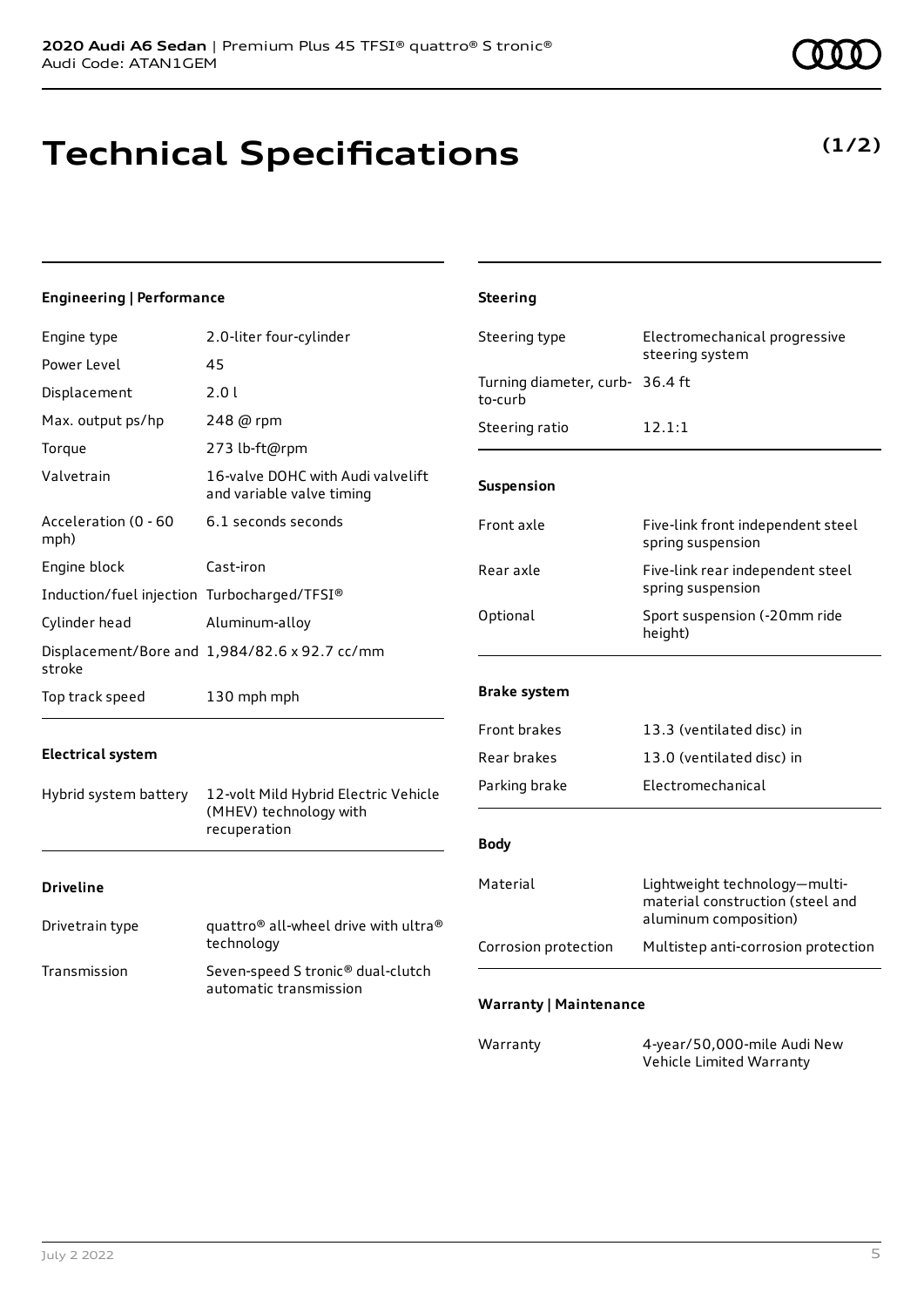**2020 Audi A6 Sedan** | Premium Plus 45 TFSI® quattro® S tronic®
Audi Code: ATAN1GEM

# Technical Specifications

**(1/2)**

### Engineering | Performance

| | |
|---|---|
| Engine type | 2.0-liter four-cylinder |
| Power Level | 45 |
| Displacement | 2.0 l |
| Max. output ps/hp | 248 @ rpm |
| Torque | 273 lb-ft@rpm |
| Valvetrain | 16-valve DOHC with Audi valvelift and variable valve timing |
| Acceleration (0 - 60 mph) | 6.1 seconds seconds |
| Engine block | Cast-iron |
| Induction/fuel injection | Turbocharged/TFSI® |
| Cylinder head | Aluminum-alloy |
| Displacement/Bore and stroke | 1,984/82.6 x 92.7 cc/mm |
| Top track speed | 130 mph mph |

### Electrical system

| | |
|---|---|
| Hybrid system battery | 12-volt Mild Hybrid Electric Vehicle (MHEV) technology with recuperation |

### Driveline

| | |
|---|---|
| Drivetrain type | quattro® all-wheel drive with ultra® technology |
| Transmission | Seven-speed S tronic® dual-clutch automatic transmission |

### Steering

| | |
|---|---|
| Steering type | Electromechanical progressive steering system |
| Turning diameter, curb-to-curb | 36.4 ft |
| Steering ratio | 12.1:1 |

### Suspension

| | |
|---|---|
| Front axle | Five-link front independent steel spring suspension |
| Rear axle | Five-link rear independent steel spring suspension |
| Optional | Sport suspension (-20mm ride height) |

### Brake system

| | |
|---|---|
| Front brakes | 13.3 (ventilated disc) in |
| Rear brakes | 13.0 (ventilated disc) in |
| Parking brake | Electromechanical |

### Body

| | |
|---|---|
| Material | Lightweight technology—multi-material construction (steel and aluminum composition) |
| Corrosion protection | Multistep anti-corrosion protection |

### Warranty | Maintenance

| | |
|---|---|
| Warranty | 4-year/50,000-mile Audi New Vehicle Limited Warranty |

July 2 2022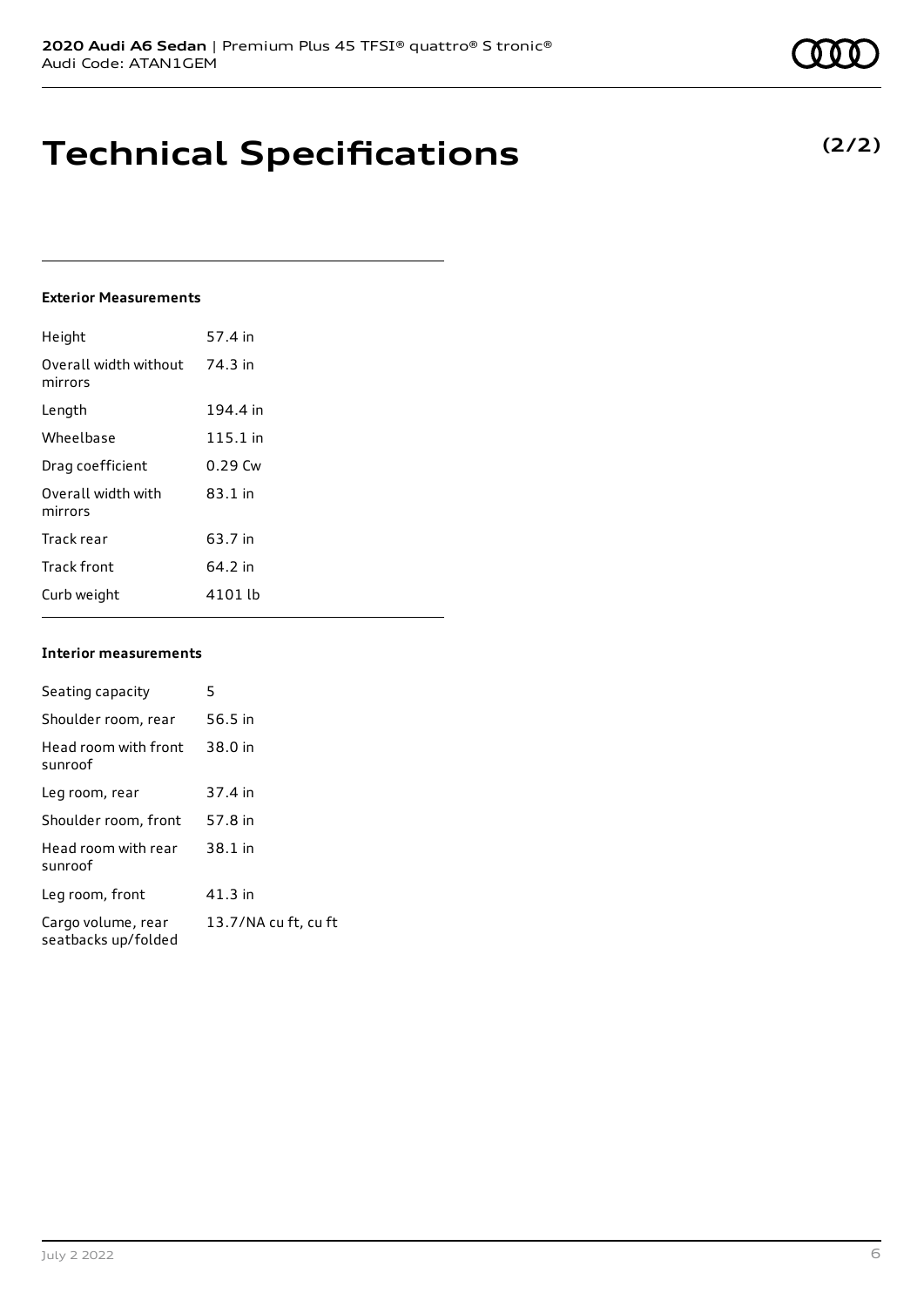# Technical Specifications

**(2/2)**

**Exterior Measurements**

| | |
|---|---|
| Height | 57.4 in |
| Overall width without mirrors | 74.3 in |
| Length | 194.4 in |
| Wheelbase | 115.1 in |
| Drag coefficient | 0.29 Cw |
| Overall width with mirrors | 83.1 in |
| Track rear | 63.7 in |
| Track front | 64.2 in |
| Curb weight | 4101 lb |

**Interior measurements**

| | |
|---|---|
| Seating capacity | 5 |
| Shoulder room, rear | 56.5 in |
| Head room with front sunroof | 38.0 in |
| Leg room, rear | 37.4 in |
| Shoulder room, front | 57.8 in |
| Head room with rear sunroof | 38.1 in |
| Leg room, front | 41.3 in |
| Cargo volume, rear seatbacks up/folded | 13.7/NA cu ft, cu ft |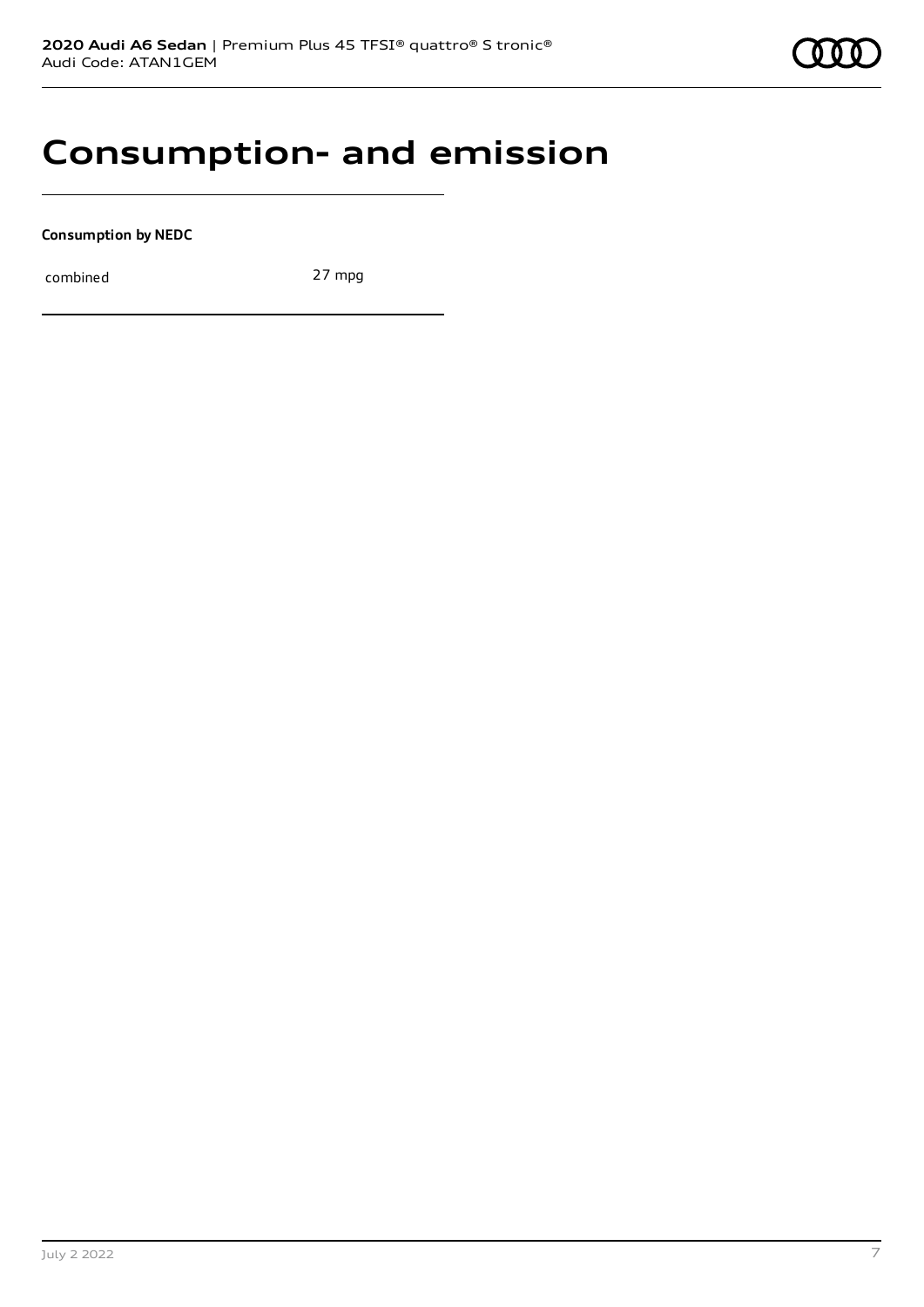# Consumption- and emission

**Consumption by NEDC**

| combined | 27 mpg |
| --- | --- |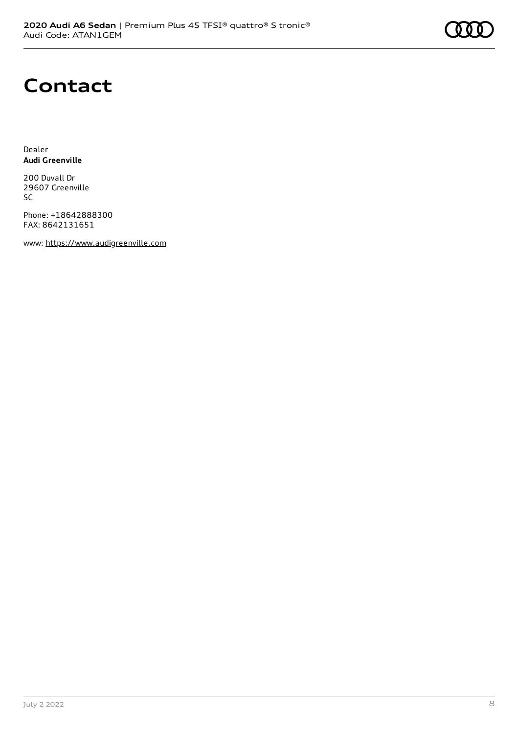# Contact

Dealer
**Audi Greenville**

200 Duvall Dr
29607 Greenville
SC

Phone: +18642888300
FAX: 8642131651

www: https://www.audigreenville.com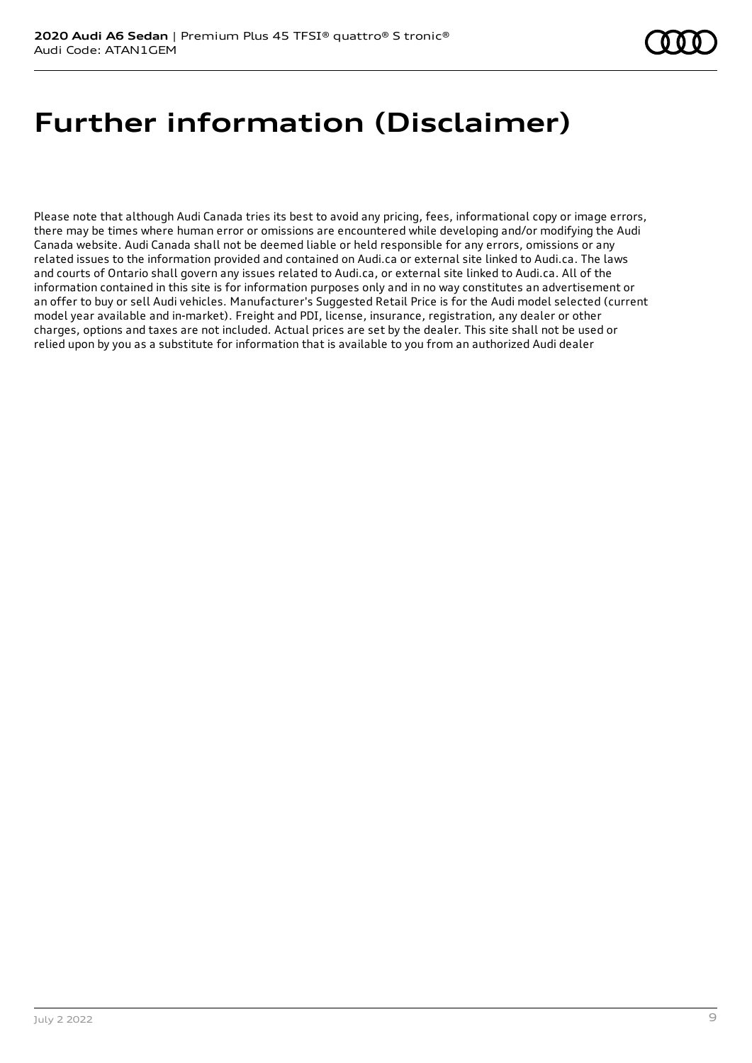# Further information (Disclaimer)

Please note that although Audi Canada tries its best to avoid any pricing, fees, informational copy or image errors, there may be times where human error or omissions are encountered while developing and/or modifying the Audi Canada website. Audi Canada shall not be deemed liable or held responsible for any errors, omissions or any related issues to the information provided and contained on Audi.ca or external site linked to Audi.ca. The laws and courts of Ontario shall govern any issues related to Audi.ca, or external site linked to Audi.ca. All of the information contained in this site is for information purposes only and in no way constitutes an advertisement or an offer to buy or sell Audi vehicles. Manufacturer's Suggested Retail Price is for the Audi model selected (current model year available and in-market). Freight and PDI, license, insurance, registration, any dealer or other charges, options and taxes are not included. Actual prices are set by the dealer. This site shall not be used or relied upon by you as a substitute for information that is available to you from an authorized Audi dealer